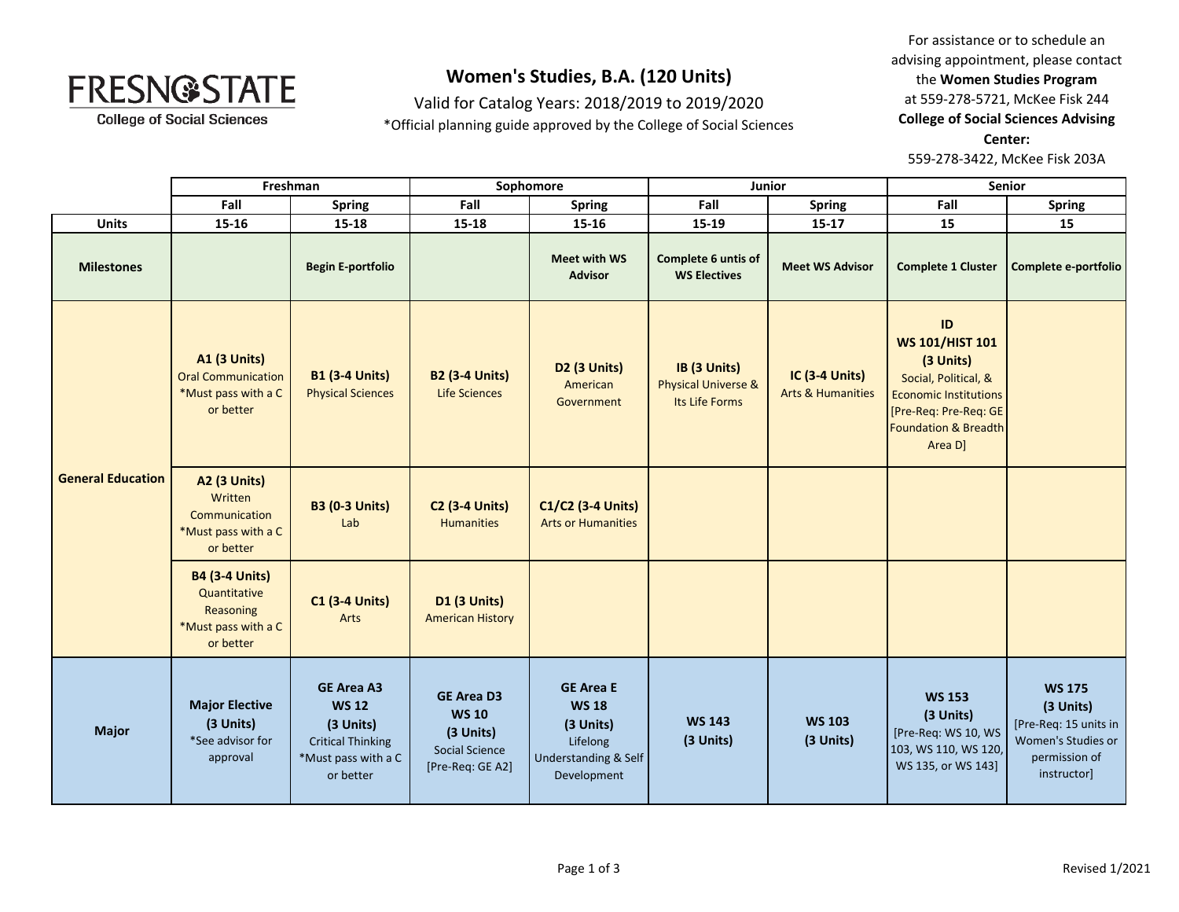FRESNO STATE
College of Social Sciences

# Women's Studies, B.A. (120 Units)

Valid for Catalog Years: 2018/2019 to 2019/2020

*Official planning guide approved by the College of Social Sciences

For assistance or to schedule an advising appointment, please contact the **Women Studies Program** at 559-278-5721, McKee Fisk 244
**College of Social Sciences Advising Center:**
559-278-3422, McKee Fisk 203A

| | Freshman | | Sophomore | | Junior | | Senior | |
|---|---|---|---|---|---|---|---|---|
| | Fall | Spring | Fall | Spring | Fall | Spring | Fall | Spring |
| **Units** | 15-16 | 15-18 | 15-18 | 15-16 | 15-19 | 15-17 | 15 | 15 |
| **Milestones** | | Begin E-portfolio | | Meet with WS Advisor | Complete 6 untis of WS Electives | Meet WS Advisor | Complete 1 Cluster | Complete e-portfolio |
| **General Education** | **A1 (3 Units)** Oral Communication *Must pass with a C or better | **B1 (3-4 Units)** Physical Sciences | **B2 (3-4 Units)** Life Sciences | **D2 (3 Units)** American Government | **IB (3 Units)** Physical Universe & Its Life Forms | **IC (3-4 Units)** Arts & Humanities | **ID WS 101/HIST 101 (3 Units)** Social, Political, & Economic Institutions [Pre-Req: Pre-Req: GE Foundation & Breadth Area D] | |
| | **A2 (3 Units)** Written Communication *Must pass with a C or better | **B3 (0-3 Units)** Lab | **C2 (3-4 Units)** Humanities | **C1/C2 (3-4 Units)** Arts or Humanities | | | | |
| | **B4 (3-4 Units)** Quantitative Reasoning *Must pass with a C or better | **C1 (3-4 Units)** Arts | **D1 (3 Units)** American History | | | | | |
| **Major** | **Major Elective (3 Units)** *See advisor for approval | **GE Area A3 WS 12 (3 Units)** Critical Thinking *Must pass with a C or better | **GE Area D3 WS 10 (3 Units)** Social Science [Pre-Req: GE A2] | **GE Area E WS 18 (3 Units)** Lifelong Understanding & Self Development | **WS 143 (3 Units)** | **WS 103 (3 Units)** | **WS 153 (3 Units)** [Pre-Req: WS 10, WS 103, WS 110, WS 120, WS 135, or WS 143] | **WS 175 (3 Units)** [Pre-Req: 15 units in Women's Studies or permission of instructor] |

Revised 1/2021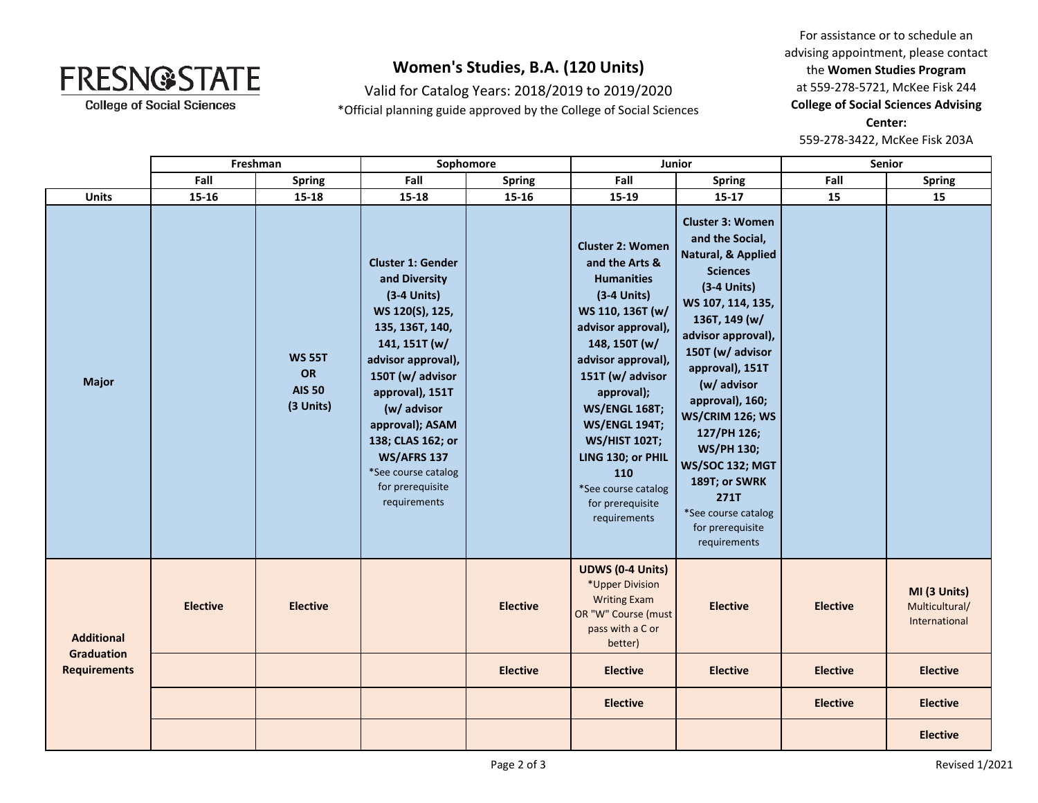# Women's Studies, B.A. (120 Units)

Valid for Catalog Years: 2018/2019 to 2019/2020

*Official planning guide approved by the College of Social Sciences

For assistance or to schedule an advising appointment, please contact the **Women Studies Program** at 559-278-5721, McKee Fisk 244

**College of Social Sciences Advising Center:** 559-278-3422, McKee Fisk 203A

| | Freshman | | Sophomore | | Junior | | Senior | |
|---|---|---|---|---|---|---|---|---|
| | Fall | Spring | Fall | Spring | Fall | Spring | Fall | Spring |
| **Units** | 15-16 | 15-18 | 15-18 | 15-16 | 15-19 | 15-17 | 15 | 15 |
| **Major** | | **WS 55T OR AIS 50 (3 Units)** | **Cluster 1: Gender and Diversity (3-4 Units) WS 120(S), 125, 135, 136T, 140, 141, 151T (w/ advisor approval), 150T (w/ advisor approval), 151T (w/ advisor approval); ASAM 138; CLAS 162; or WS/AFRS 137** *See course catalog for prerequisite requirements | | **Cluster 2: Women and the Arts & Humanities (3-4 Units) WS 110, 136T (w/ advisor approval), 148, 150T (w/ advisor approval), 151T (w/ advisor approval); WS/ENGL 168T; WS/ENGL 194T; WS/HIST 102T; LING 130; or PHIL 110** *See course catalog for prerequisite requirements | **Cluster 3: Women and the Social, Natural, & Applied Sciences (3-4 Units) WS 107, 114, 135, 136T, 149 (w/ advisor approval), 150T (w/ advisor approval), 151T (w/ advisor approval), 160; WS/CRIM 126; WS 127/PH 126; WS/PH 130; WS/SOC 132; MGT 189T; or SWRK 271T** *See course catalog for prerequisite requirements | | |
| **Additional Graduation Requirements** | **Elective** | **Elective** | | **Elective** | **UDWS (0-4 Units)** *Upper Division Writing Exam OR "W" Course (must pass with a C or better) | **Elective** | **Elective** | **MI (3 Units)** Multicultural/ International |
| | | | | **Elective** | **Elective** | **Elective** | **Elective** | **Elective** |
| | | | | | **Elective** | | **Elective** | **Elective** |
| | | | | | | | | **Elective** |

Revised 1/2021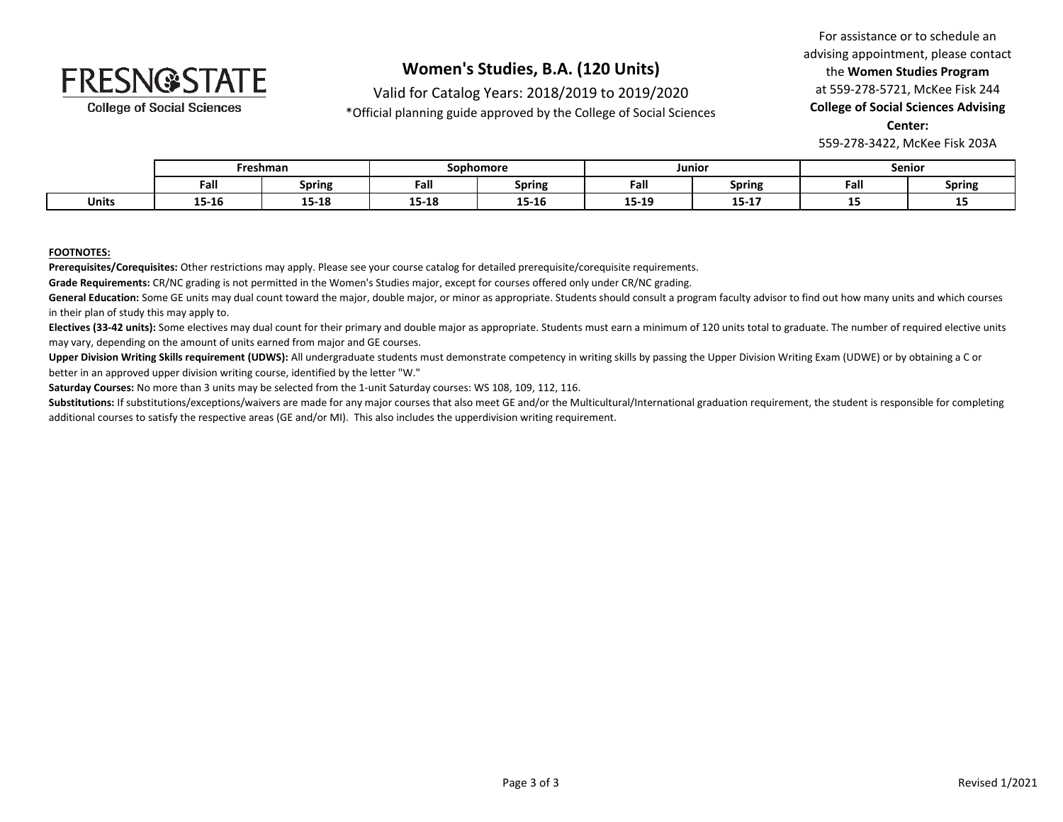FRESNO STATE
College of Social Sciences

# Women's Studies, B.A. (120 Units)

Valid for Catalog Years: 2018/2019 to 2019/2020

*Official planning guide approved by the College of Social Sciences

For assistance or to schedule an advising appointment, please contact the **Women Studies Program** at 559-278-5721, McKee Fisk 244
**College of Social Sciences Advising Center:**
559-278-3422, McKee Fisk 203A

| | Freshman | | Sophomore | | Junior | | Senior | |
|---|---|---|---|---|---|---|---|---|
| | **Fall** | **Spring** | **Fall** | **Spring** | **Fall** | **Spring** | **Fall** | **Spring** |
| **Units** | **15-16** | **15-18** | **15-18** | **15-16** | **15-19** | **15-17** | **15** | **15** |

**FOOTNOTES:**

**Prerequisites/Corequisites:** Other restrictions may apply. Please see your course catalog for detailed prerequisite/corequisite requirements.

**Grade Requirements:** CR/NC grading is not permitted in the Women's Studies major, except for courses offered only under CR/NC grading.

**General Education:** Some GE units may dual count toward the major, double major, or minor as appropriate. Students should consult a program faculty advisor to find out how many units and which courses in their plan of study this may apply to.

**Electives (33-42 units):** Some electives may dual count for their primary and double major as appropriate. Students must earn a minimum of 120 units total to graduate. The number of required elective units may vary, depending on the amount of units earned from major and GE courses.

**Upper Division Writing Skills requirement (UDWS):** All undergraduate students must demonstrate competency in writing skills by passing the Upper Division Writing Exam (UDWE) or by obtaining a C or better in an approved upper division writing course, identified by the letter "W."

**Saturday Courses:** No more than 3 units may be selected from the 1-unit Saturday courses: WS 108, 109, 112, 116.

**Substitutions:** If substitutions/exceptions/waivers are made for any major courses that also meet GE and/or the Multicultural/International graduation requirement, the student is responsible for completing additional courses to satisfy the respective areas (GE and/or MI). This also includes the upperdivision writing requirement.

Revised 1/2021